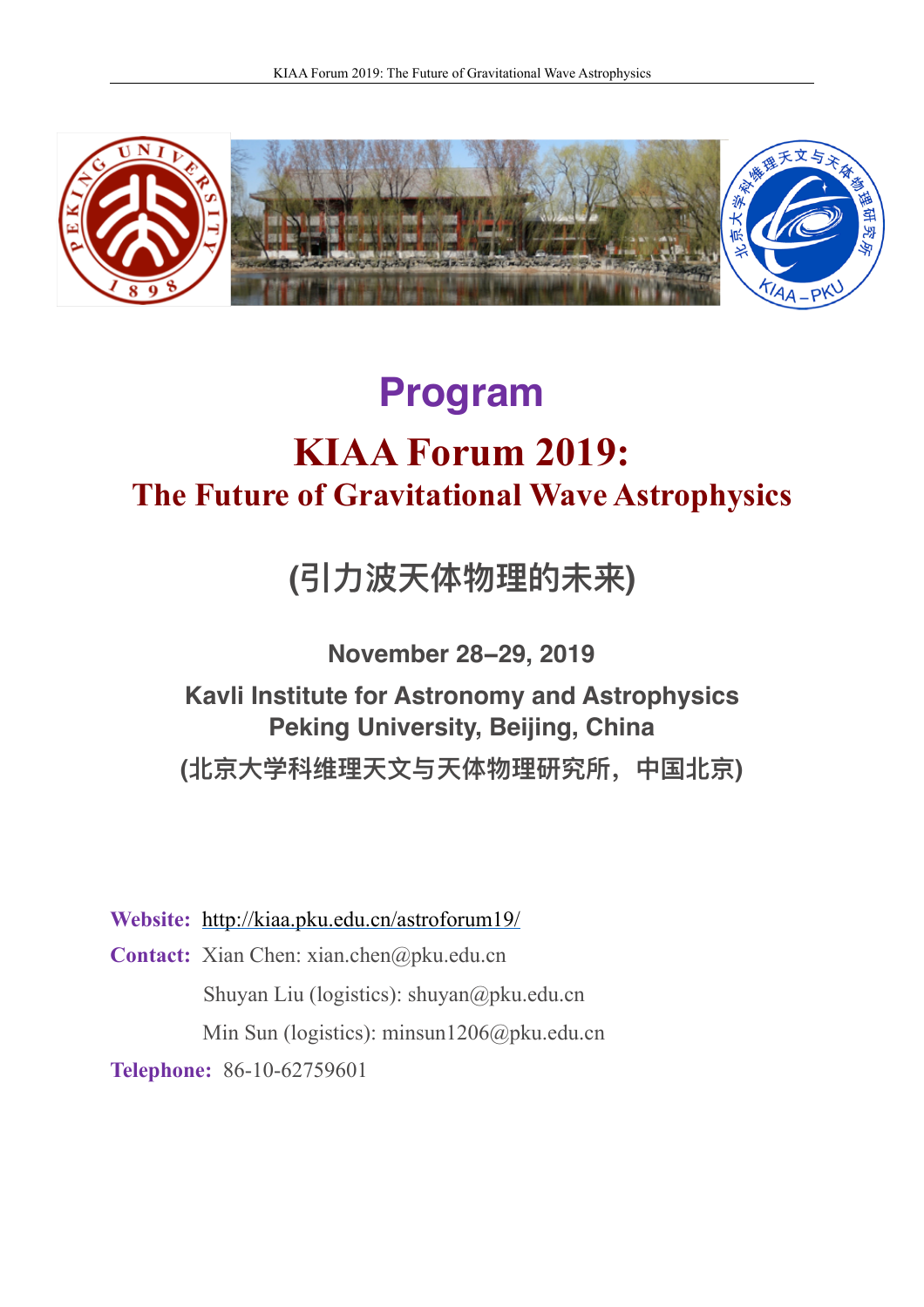# Program

# KIAA Forum 2019:

## The Future of Gravitational Wave Astrophysics

## (引力波天体物理的未来)

**November 28–29, 2019**

**Kavli Institute for Astronomy and Astrophysics**
**Peking University, Beijing, China**

**(北京大学科维理天文与天体物理研究所，中国北京)**

**Website:** http://kiaa.pku.edu.cn/astroforum19/

**Contact:** Xian Chen: xian.chen@pku.edu.cn

Shuyan Liu (logistics): shuyan@pku.edu.cn

Min Sun (logistics): minsun1206@pku.edu.cn

**Telephone:** 86-10-62759601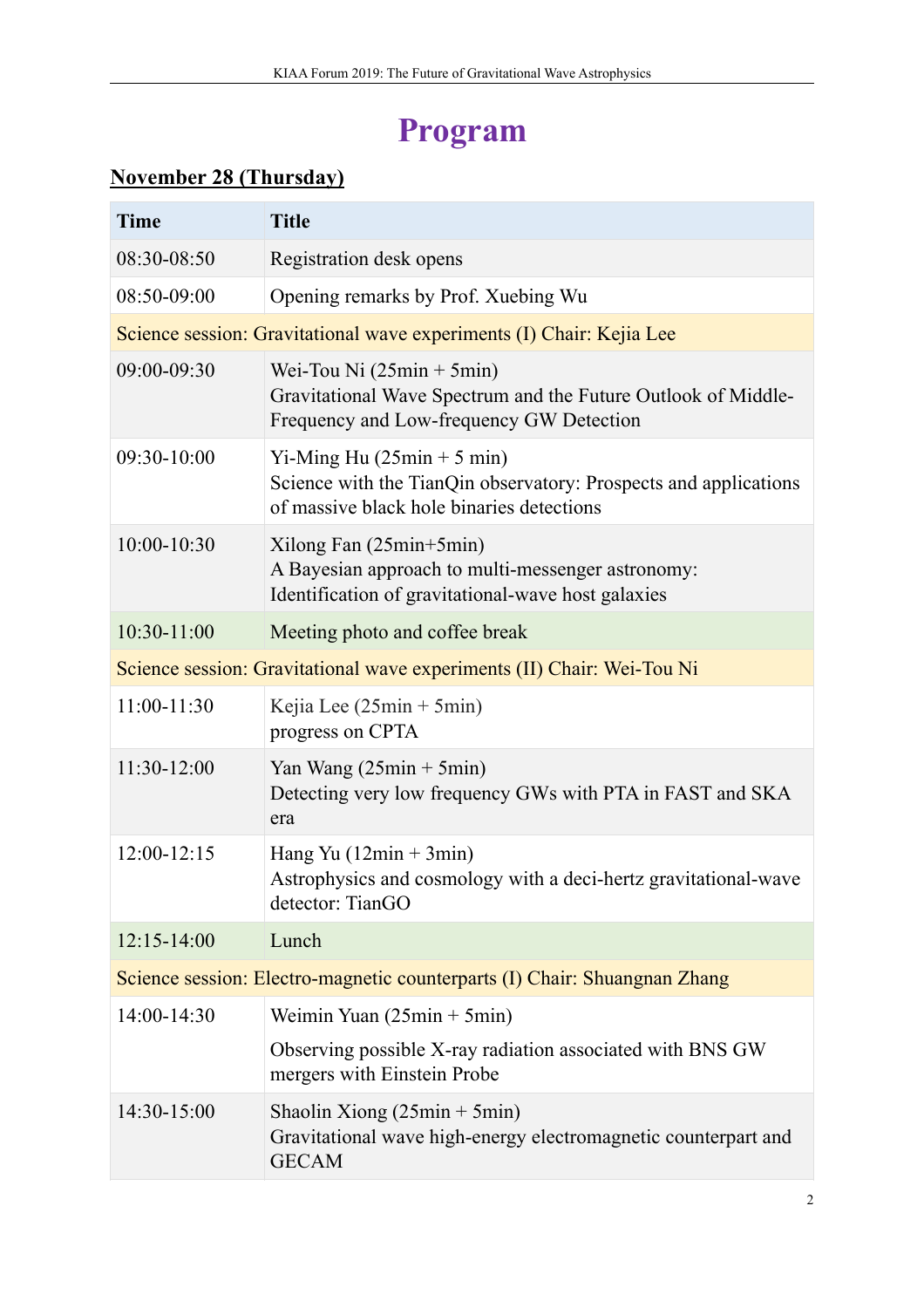# Program

## November 28 (Thursday)

| Time | Title |
|---|---|
| 08:30-08:50 | Registration desk opens |
| 08:50-09:00 | Opening remarks by Prof. Xuebing Wu |
| Science session: Gravitational wave experiments (I) Chair: Kejia Lee | |
| 09:00-09:30 | Wei-Tou Ni (25min + 5min)<br>Gravitational Wave Spectrum and the Future Outlook of Middle-Frequency and Low-frequency GW Detection |
| 09:30-10:00 | Yi-Ming Hu (25min + 5 min)<br>Science with the TianQin observatory: Prospects and applications of massive black hole binaries detections |
| 10:00-10:30 | Xilong Fan (25min+5min)<br>A Bayesian approach to multi-messenger astronomy: Identification of gravitational-wave host galaxies |
| 10:30-11:00 | Meeting photo and coffee break |
| Science session: Gravitational wave experiments (II) Chair: Wei-Tou Ni | |
| 11:00-11:30 | Kejia Lee (25min + 5min)<br>progress on CPTA |
| 11:30-12:00 | Yan Wang (25min + 5min)<br>Detecting very low frequency GWs with PTA in FAST and SKA era |
| 12:00-12:15 | Hang Yu (12min + 3min)<br>Astrophysics and cosmology with a deci-hertz gravitational-wave detector: TianGO |
| 12:15-14:00 | Lunch |
| Science session: Electro-magnetic counterparts (I) Chair: Shuangnan Zhang | |
| 14:00-14:30 | Weimin Yuan (25min + 5min)<br>Observing possible X-ray radiation associated with BNS GW mergers with Einstein Probe |
| 14:30-15:00 | Shaolin Xiong (25min + 5min)<br>Gravitational wave high-energy electromagnetic counterpart and GECAM |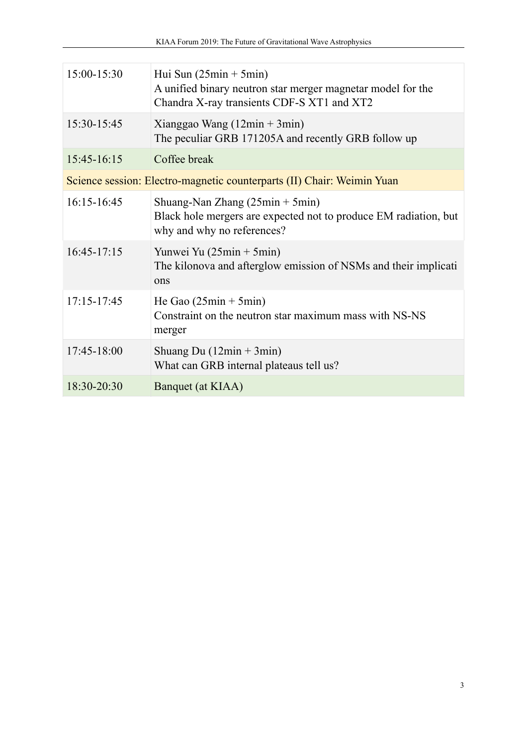| | |
|---|---|
| 15:00-15:30 | Hui Sun (25min + 5min)<br>A unified binary neutron star merger magnetar model for the Chandra X-ray transients CDF-S XT1 and XT2 |
| 15:30-15:45 | Xianggao Wang (12min + 3min)<br>The peculiar GRB 171205A and recently GRB follow up |
| 15:45-16:15 | Coffee break |
| Science session: Electro-magnetic counterparts (II) Chair: Weimin Yuan | |
| 16:15-16:45 | Shuang-Nan Zhang (25min + 5min)<br>Black hole mergers are expected not to produce EM radiation, but why and why no references? |
| 16:45-17:15 | Yunwei Yu (25min + 5min)<br>The kilonova and afterglow emission of NSMs and their implicati ons |
| 17:15-17:45 | He Gao (25min + 5min)<br>Constraint on the neutron star maximum mass with NS-NS merger |
| 17:45-18:00 | Shuang Du (12min + 3min)<br>What can GRB internal plateaus tell us? |
| 18:30-20:30 | Banquet (at KIAA) |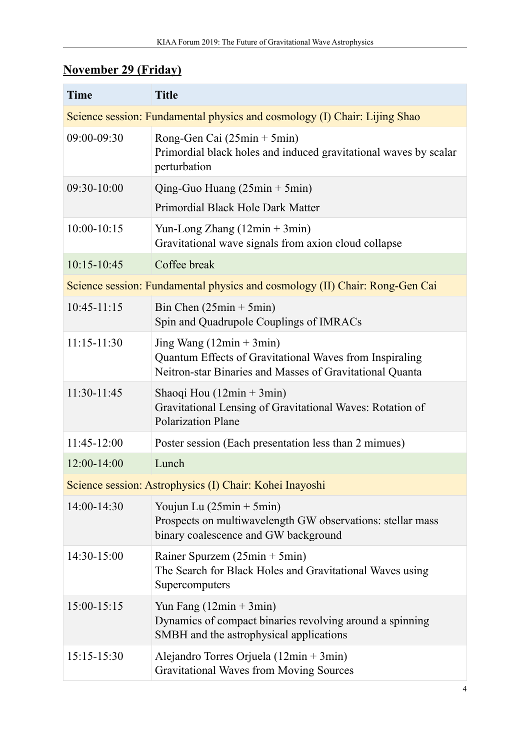## November 29 (Friday)

| Time | Title |
|---|---|
| Science session: Fundamental physics and cosmology (I) Chair: Lijing Shao | |
| 09:00-09:30 | Rong-Gen Cai (25min + 5min)<br>Primordial black holes and induced gravitational waves by scalar perturbation |
| 09:30-10:00 | Qing-Guo Huang (25min + 5min)<br>Primordial Black Hole Dark Matter |
| 10:00-10:15 | Yun-Long Zhang (12min + 3min)<br>Gravitational wave signals from axion cloud collapse |
| 10:15-10:45 | Coffee break |
| Science session: Fundamental physics and cosmology (II) Chair: Rong-Gen Cai | |
| 10:45-11:15 | Bin Chen (25min + 5min)<br>Spin and Quadrupole Couplings of IMRACs |
| 11:15-11:30 | Jing Wang (12min + 3min)<br>Quantum Effects of Gravitational Waves from Inspiraling Neitron-star Binaries and Masses of Gravitational Quanta |
| 11:30-11:45 | Shaoqi Hou (12min + 3min)<br>Gravitational Lensing of Gravitational Waves: Rotation of Polarization Plane |
| 11:45-12:00 | Poster session (Each presentation less than 2 mimues) |
| 12:00-14:00 | Lunch |
| Science session: Astrophysics (I) Chair: Kohei Inayoshi | |
| 14:00-14:30 | Youjun Lu (25min + 5min)<br>Prospects on multiwavelength GW observations: stellar mass binary coalescence and GW background |
| 14:30-15:00 | Rainer Spurzem (25min + 5min)<br>The Search for Black Holes and Gravitational Waves using Supercomputers |
| 15:00-15:15 | Yun Fang (12min + 3min)<br>Dynamics of compact binaries revolving around a spinning SMBH and the astrophysical applications |
| 15:15-15:30 | Alejandro Torres Orjuela (12min + 3min)<br>Gravitational Waves from Moving Sources |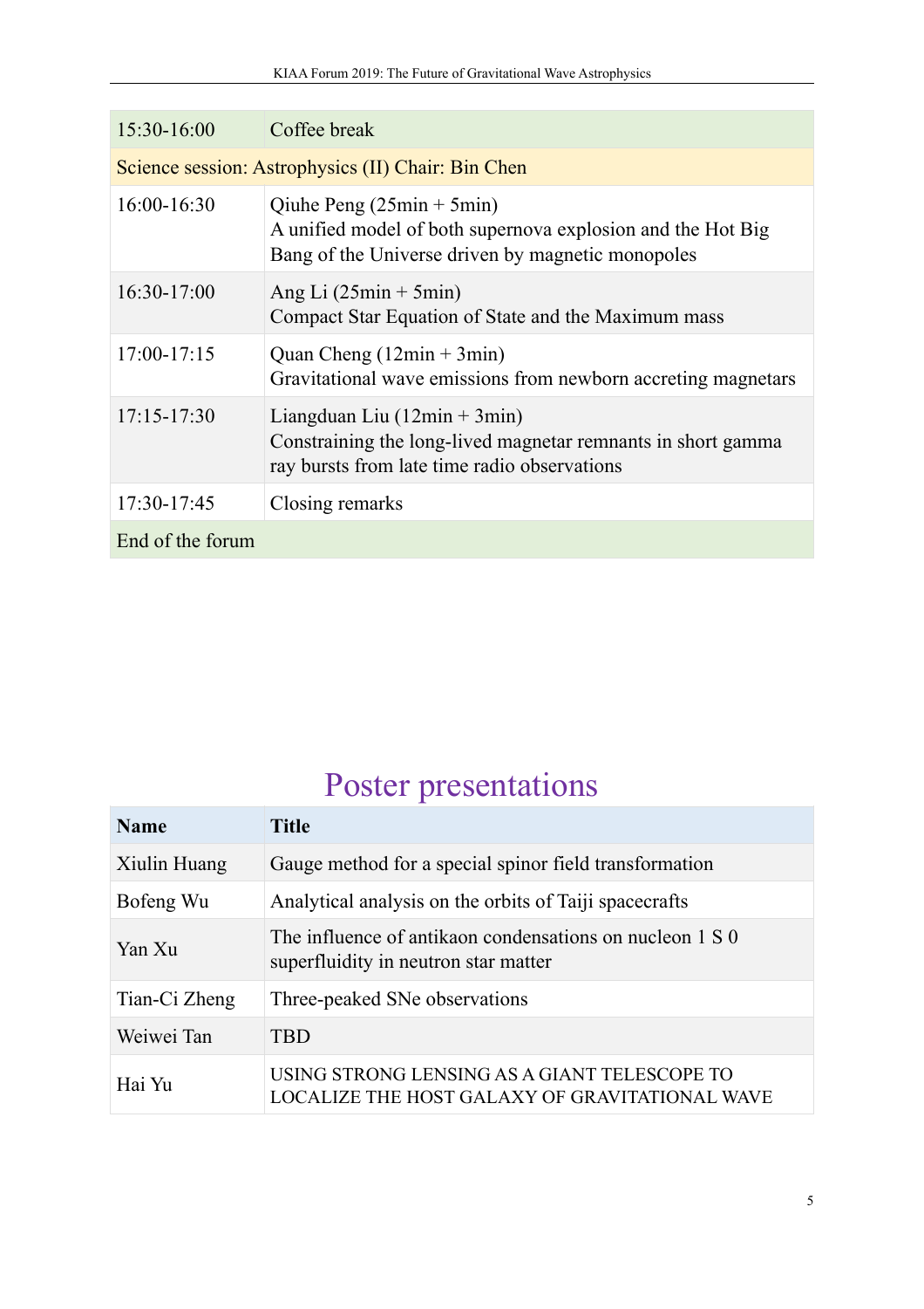| | |
|---|---|
| 15:30-16:00 | Coffee break |
| Science session: Astrophysics (II) Chair: Bin Chen | |
| 16:00-16:30 | Qiuhe Peng (25min + 5min)<br>A unified model of both supernova explosion and the Hot Big Bang of the Universe driven by magnetic monopoles |
| 16:30-17:00 | Ang Li (25min + 5min)<br>Compact Star Equation of State and the Maximum mass |
| 17:00-17:15 | Quan Cheng (12min + 3min)<br>Gravitational wave emissions from newborn accreting magnetars |
| 17:15-17:30 | Liangduan Liu (12min + 3min)<br>Constraining the long-lived magnetar remnants in short gamma ray bursts from late time radio observations |
| 17:30-17:45 | Closing remarks |
| End of the forum | |

# Poster presentations

| **Name** | **Title** |
|---|---|
| Xiulin Huang | Gauge method for a special spinor field transformation |
| Bofeng Wu | Analytical analysis on the orbits of Taiji spacecrafts |
| Yan Xu | The influence of antikaon condensations on nucleon 1 S 0 superfluidity in neutron star matter |
| Tian-Ci Zheng | Three-peaked SNe observations |
| Weiwei Tan | TBD |
| Hai Yu | USING STRONG LENSING AS A GIANT TELESCOPE TO LOCALIZE THE HOST GALAXY OF GRAVITATIONAL WAVE |